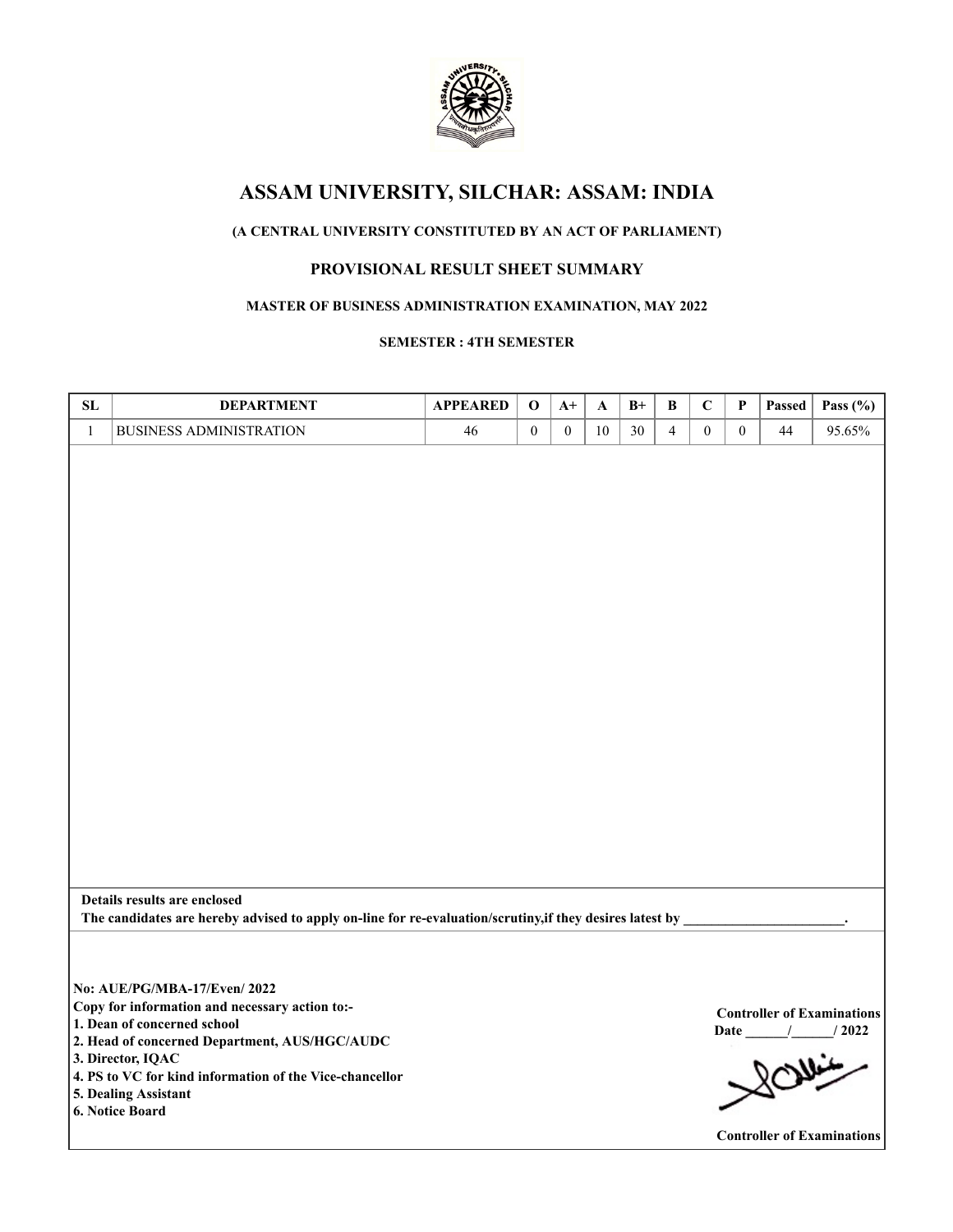# ASSAM UNIVERSITY, SILCHAR: ASSAM: INDIA

**(A CENTRAL UNIVERSITY CONSTITUTED BY AN ACT OF PARLIAMENT)**

## PROVISIONAL RESULT SHEET SUMMARY

**MASTER OF BUSINESS ADMINISTRATION EXAMINATION, MAY 2022**

**SEMESTER : 4TH SEMESTER**

| SL | DEPARTMENT | APPEARED | O | A+ | A | B+ | B | C | P | Passed | Pass (%) |
|---|---|---|---|---|---|---|---|---|---|---|---|
| 1 | BUSINESS ADMINISTRATION | 46 | 0 | 0 | 10 | 30 | 4 | 0 | 0 | 44 | 95.65% |

**Details results are enclosed**

**The candidates are hereby advised to apply on-line for re-evaluation/scrutiny,if they desires latest by \_\_\_\_\_\_\_\_\_\_\_\_\_\_\_\_\_\_\_\_\_\_\_.**

**No: AUE/PG/MBA-17/Even/ 2022**

**Copy for information and necessary action to:-**

1. **Dean of concerned school**
2. **Head of concerned Department, AUS/HGC/AUDC**
3. **Director, IQAC**
4. **PS to VC for kind information of the Vice-chancellor**
5. **Dealing Assistant**
6. **Notice Board**

**Controller of Examinations**

**Date \_\_\_\_\_\_/\_\_\_\_\_\_/ 2022**

**Controller of Examinations**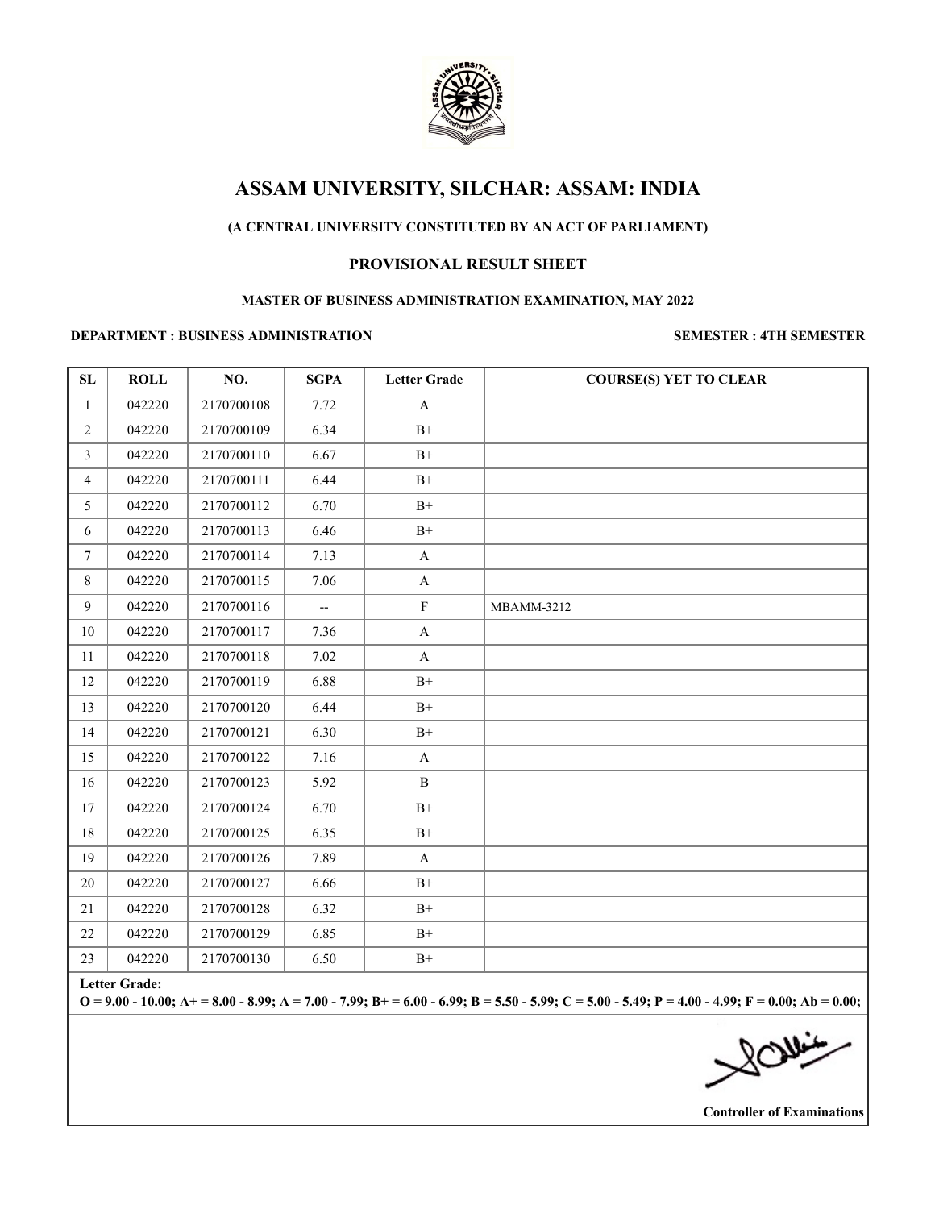# ASSAM UNIVERSITY, SILCHAR: ASSAM: INDIA

**(A CENTRAL UNIVERSITY CONSTITUTED BY AN ACT OF PARLIAMENT)**

**PROVISIONAL RESULT SHEET**

**MASTER OF BUSINESS ADMINISTRATION EXAMINATION, MAY 2022**

**DEPARTMENT : BUSINESS ADMINISTRATION** **SEMESTER : 4TH SEMESTER**

| SL | ROLL | NO. | SGPA | Letter Grade | COURSE(S) YET TO CLEAR |
|---|---|---|---|---|---|
| 1 | 042220 | 2170700108 | 7.72 | A | |
| 2 | 042220 | 2170700109 | 6.34 | B+ | |
| 3 | 042220 | 2170700110 | 6.67 | B+ | |
| 4 | 042220 | 2170700111 | 6.44 | B+ | |
| 5 | 042220 | 2170700112 | 6.70 | B+ | |
| 6 | 042220 | 2170700113 | 6.46 | B+ | |
| 7 | 042220 | 2170700114 | 7.13 | A | |
| 8 | 042220 | 2170700115 | 7.06 | A | |
| 9 | 042220 | 2170700116 | -- | F | MBAMM-3212 |
| 10 | 042220 | 2170700117 | 7.36 | A | |
| 11 | 042220 | 2170700118 | 7.02 | A | |
| 12 | 042220 | 2170700119 | 6.88 | B+ | |
| 13 | 042220 | 2170700120 | 6.44 | B+ | |
| 14 | 042220 | 2170700121 | 6.30 | B+ | |
| 15 | 042220 | 2170700122 | 7.16 | A | |
| 16 | 042220 | 2170700123 | 5.92 | B | |
| 17 | 042220 | 2170700124 | 6.70 | B+ | |
| 18 | 042220 | 2170700125 | 6.35 | B+ | |
| 19 | 042220 | 2170700126 | 7.89 | A | |
| 20 | 042220 | 2170700127 | 6.66 | B+ | |
| 21 | 042220 | 2170700128 | 6.32 | B+ | |
| 22 | 042220 | 2170700129 | 6.85 | B+ | |
| 23 | 042220 | 2170700130 | 6.50 | B+ | |

**Letter Grade:**
**O = 9.00 - 10.00; A+ = 8.00 - 8.99; A = 7.00 - 7.99; B+ = 6.00 - 6.99; B = 5.50 - 5.99; C = 5.00 - 5.49; P = 4.00 - 4.99; F = 0.00; Ab = 0.00;**

**Controller of Examinations**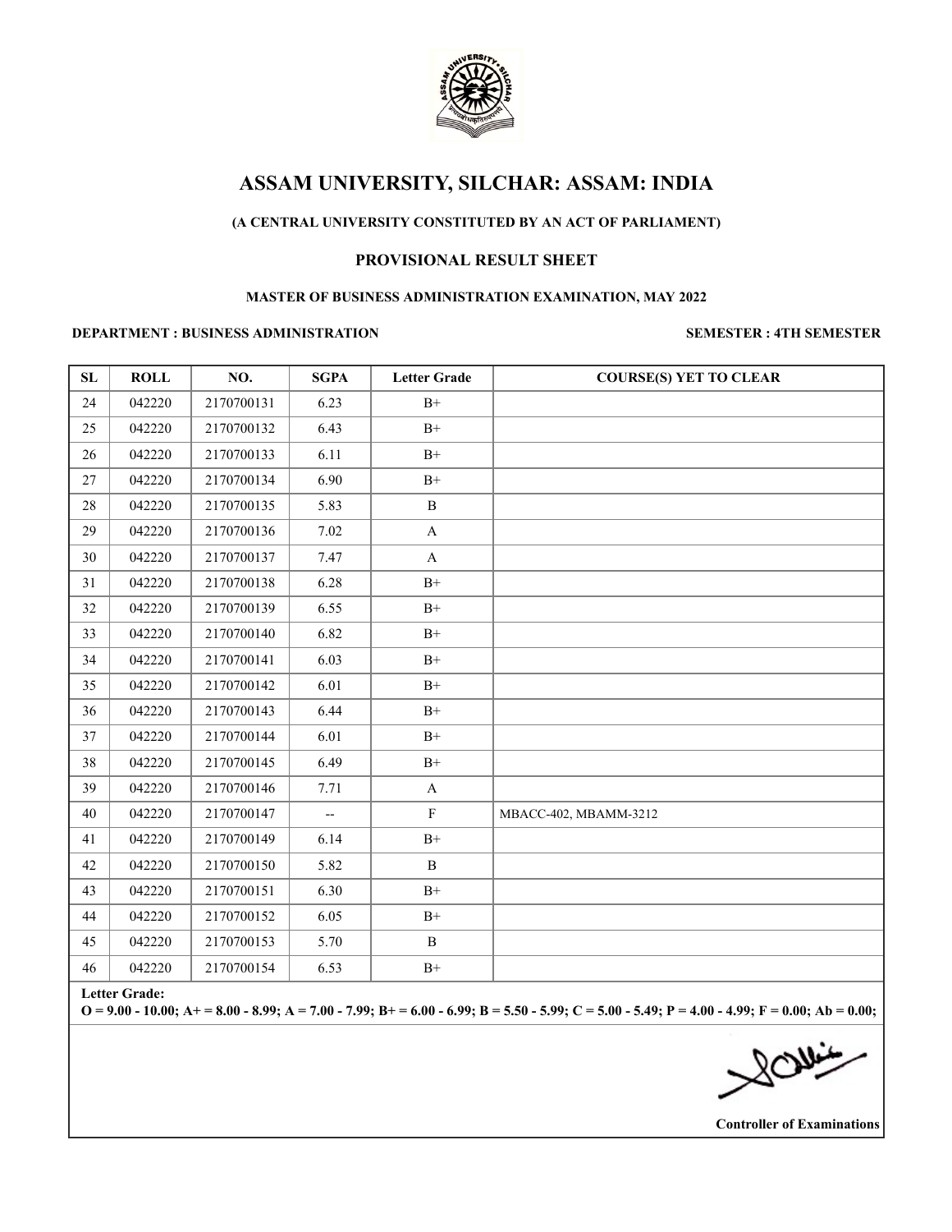# ASSAM UNIVERSITY, SILCHAR: ASSAM: INDIA

**(A CENTRAL UNIVERSITY CONSTITUTED BY AN ACT OF PARLIAMENT)**

## PROVISIONAL RESULT SHEET

**MASTER OF BUSINESS ADMINISTRATION EXAMINATION, MAY 2022**

**DEPARTMENT : BUSINESS ADMINISTRATION** **SEMESTER : 4TH SEMESTER**

| SL | ROLL | NO. | SGPA | Letter Grade | COURSE(S) YET TO CLEAR |
|---|---|---|---|---|---|
| 24 | 042220 | 2170700131 | 6.23 | B+ | |
| 25 | 042220 | 2170700132 | 6.43 | B+ | |
| 26 | 042220 | 2170700133 | 6.11 | B+ | |
| 27 | 042220 | 2170700134 | 6.90 | B+ | |
| 28 | 042220 | 2170700135 | 5.83 | B | |
| 29 | 042220 | 2170700136 | 7.02 | A | |
| 30 | 042220 | 2170700137 | 7.47 | A | |
| 31 | 042220 | 2170700138 | 6.28 | B+ | |
| 32 | 042220 | 2170700139 | 6.55 | B+ | |
| 33 | 042220 | 2170700140 | 6.82 | B+ | |
| 34 | 042220 | 2170700141 | 6.03 | B+ | |
| 35 | 042220 | 2170700142 | 6.01 | B+ | |
| 36 | 042220 | 2170700143 | 6.44 | B+ | |
| 37 | 042220 | 2170700144 | 6.01 | B+ | |
| 38 | 042220 | 2170700145 | 6.49 | B+ | |
| 39 | 042220 | 2170700146 | 7.71 | A | |
| 40 | 042220 | 2170700147 | -- | F | MBACC-402, MBAMM-3212 |
| 41 | 042220 | 2170700149 | 6.14 | B+ | |
| 42 | 042220 | 2170700150 | 5.82 | B | |
| 43 | 042220 | 2170700151 | 6.30 | B+ | |
| 44 | 042220 | 2170700152 | 6.05 | B+ | |
| 45 | 042220 | 2170700153 | 5.70 | B | |
| 46 | 042220 | 2170700154 | 6.53 | B+ | |

**Letter Grade:**
**O = 9.00 - 10.00; A+ = 8.00 - 8.99; A = 7.00 - 7.99; B+ = 6.00 - 6.99; B = 5.50 - 5.99; C = 5.00 - 5.49; P = 4.00 - 4.99; F = 0.00; Ab = 0.00;**

**Controller of Examinations**